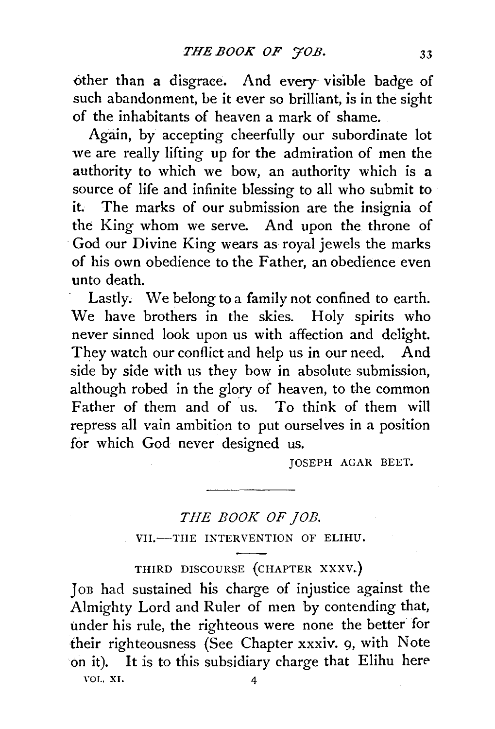other than a disgrace. And every visible badge of such abandonment, be it ever so brilliant, is in the sight of the inhabitants of heaven a mark of shame.

Again, by accepting cheerfully our subordinate lot we are really lifting up for the admiration of men the authority to which we bow, an authority which is a source of life and infinite blessing to all who submit to it. The marks of our submission are the insignia of the King whom we serve. And upon the throne of God our Divine King wears as royal jewels the marks of his own obedience to the Father, an obedience even unto death.

Lastly. We belong to a family not confined to earth. We have brothers in the skies. Holy spirits who never sinned look upon us with affection and delight. They watch our conflict and help us in our need. And side by side with us they bow in absolute submission, although robed in the glory of heaven, to the common Father of them and of us. To think of them will repress all vain ambition to put ourselves in a position for which God never designed us.

JOSEPH AGAR BEET.

---

# *THE BOOK OF JOB.*

## VII.—THE INTERVENTION OF ELIHU.

### THIRD DISCOURSE (CHAPTER XXXV.)

JOB had sustained his charge of injustice against the Almighty Lord and Ruler of men by contending that, under his rule, the righteous were none the better for their righteousness (See Chapter xxxiv. 9, with Note on it). It is to this subsidiary charge that Elihu here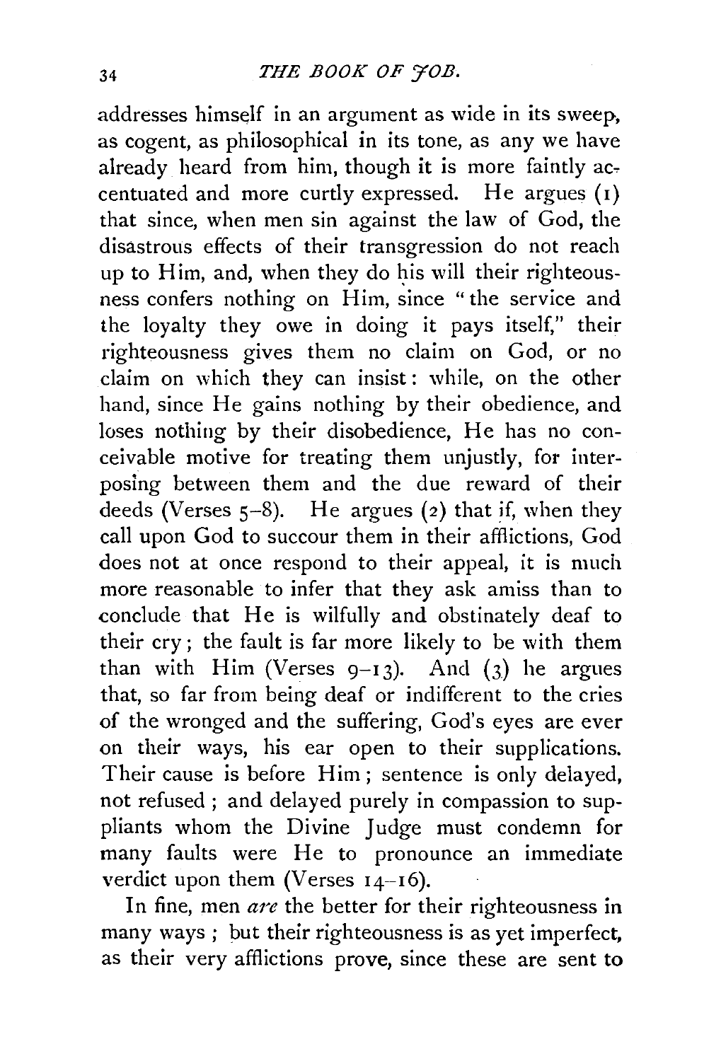addresses himself in an argument as wide in its sweep, as cogent, as philosophical in its tone, as any we have already heard from him, though it is more faintly accentuated and more curtly expressed. He argues (1) that since, when men sin against the law of God, the disastrous effects of their transgression do not reach up to Him, and, when they do his will their righteousness confers nothing on Him, since "the service and the loyalty they owe in doing it pays itself," their righteousness gives them no claim on God, or no claim on which they can insist: while, on the other hand, since He gains nothing by their obedience, and loses nothing by their disobedience, He has no conceivable motive for treating them unjustly, for interposing between them and the due reward of their deeds (Verses 5–8). He argues (2) that if, when they call upon God to succour them in their afflictions, God does not at once respond to their appeal, it is much more reasonable to infer that they ask amiss than to conclude that He is wilfully and obstinately deaf to their cry; the fault is far more likely to be with them than with Him (Verses 9–13). And (3) he argues that, so far from being deaf or indifferent to the cries of the wronged and the suffering, God's eyes are ever on their ways, his ear open to their supplications. Their cause is before Him; sentence is only delayed, not refused; and delayed purely in compassion to suppliants whom the Divine Judge must condemn for many faults were He to pronounce an immediate verdict upon them (Verses 14–16).

In fine, men *are* the better for their righteousness in many ways; but their righteousness is as yet imperfect, as their very afflictions prove, since these are sent to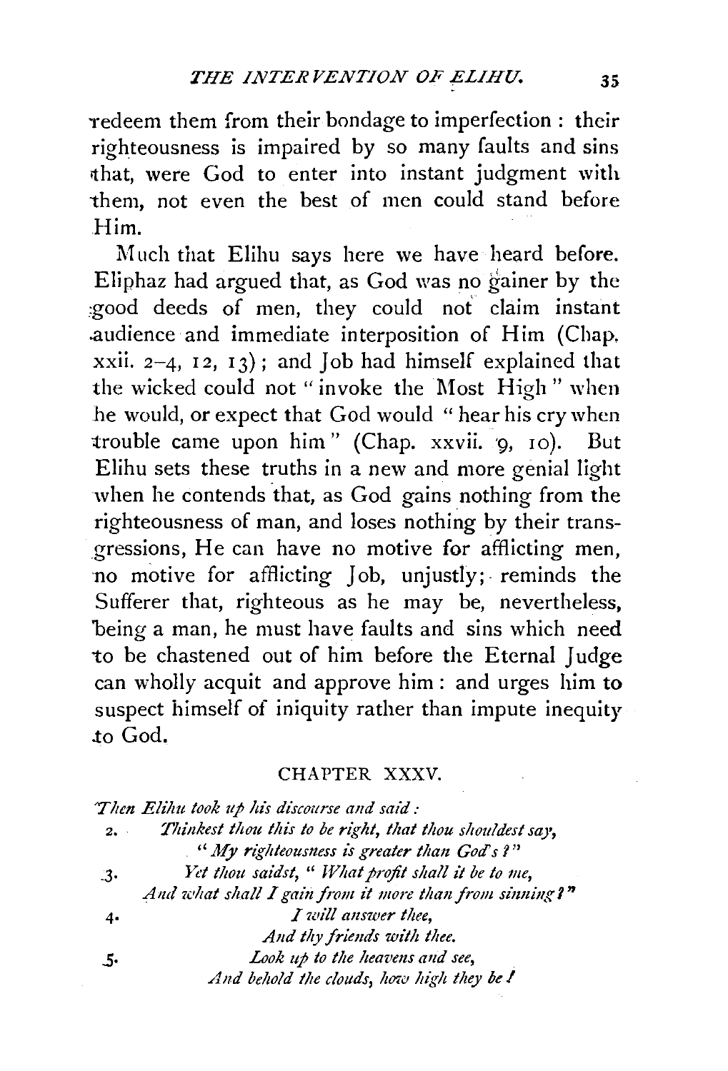redeem them from their bondage to imperfection: their righteousness is impaired by so many faults and sins that, were God to enter into instant judgment with them, not even the best of men could stand before Him.

Much that Elihu says here we have heard before. Eliphaz had argued that, as God was no gainer by the good deeds of men, they could not claim instant audience and immediate interposition of Him (Chap. xxii. 2–4, 12, 13); and Job had himself explained that the wicked could not "invoke the Most High" when he would, or expect that God would "hear his cry when trouble came upon him" (Chap. xxvii. 9, 10). But Elihu sets these truths in a new and more genial light when he contends that, as God gains nothing from the righteousness of man, and loses nothing by their transgressions, He can have no motive for afflicting men, no motive for afflicting Job, unjustly; reminds the Sufferer that, righteous as he may be, nevertheless, being a man, he must have faults and sins which need to be chastened out of him before the Eternal Judge can wholly acquit and approve him: and urges him to suspect himself of iniquity rather than impute inequity to God.

## CHAPTER XXXV.

*Then Elihu took up his discourse and said:*

2. *Thinkest thou this to be right, that thou shouldest say,*
   *"My righteousness is greater than God's?"*
3. *Yet thou saidst, "What profit shall it be to me,*
   *And what shall I gain from it more than from sinning?"*
4. *I will answer thee,*
   *And thy friends with thee.*
5. *Look up to the heavens and see,*
   *And behold the clouds, how high they be!*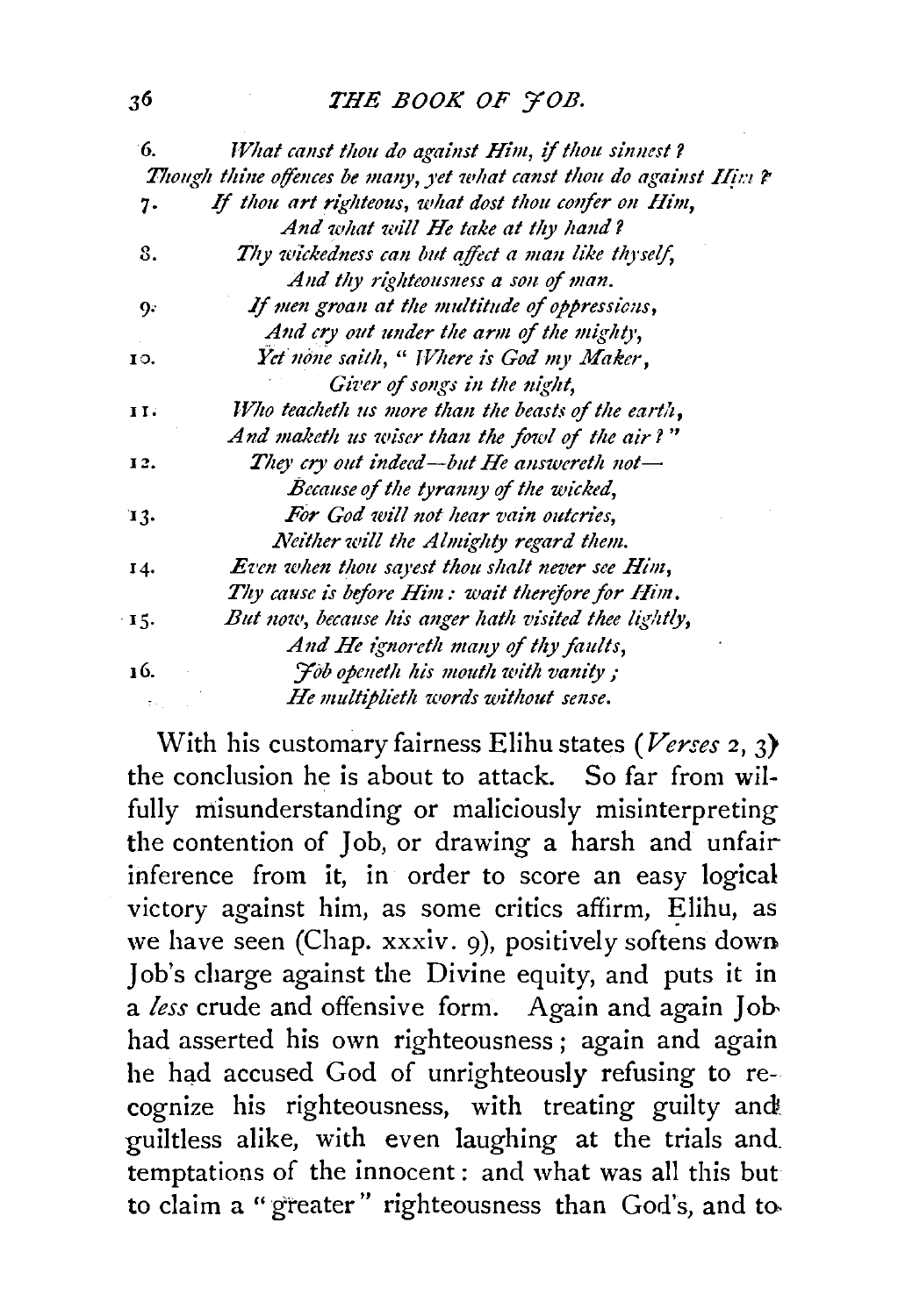6. *What canst thou do against Him, if thou sinnest?*
*Though thine offences be many, yet what canst thou do against Him?*

7. *If thou art righteous, what dost thou confer on Him,*
*And what will He take at thy hand?*

8. *Thy wickedness can but affect a man like thyself,*
*And thy righteousness a son of man.*

9. *If men groan at the multitude of oppressions,*
*And cry out under the arm of the mighty,*

10. *Yet none saith, "Where is God my Maker,*
*Giver of songs in the night,*

11. *Who teacheth us more than the beasts of the earth,*
*And maketh us wiser than the fowl of the air?"*

12. *They cry out indeed—but He answereth not—*
*Because of the tyranny of the wicked,*

13. *For God will not hear vain outcries,*
*Neither will the Almighty regard them.*

14. *Even when thou sayest thou shalt never see Him,*
*Thy cause is before Him: wait therefore for Him.*

15. *But now, because his anger hath visited thee lightly,*
*And He ignoreth many of thy faults,*

16. *Job openeth his mouth with vanity;*
*He multiplieth words without sense.*

With his customary fairness Elihu states (*Verses* 2, 3) the conclusion he is about to attack. So far from wilfully misunderstanding or maliciously misinterpreting the contention of Job, or drawing a harsh and unfair inference from it, in order to score an easy logical victory against him, as some critics affirm, Elihu, as we have seen (Chap. xxxiv. 9), positively softens down Job's charge against the Divine equity, and puts it in a *less* crude and offensive form. Again and again Job had asserted his own righteousness; again and again he had accused God of unrighteously refusing to recognize his righteousness, with treating guilty and guiltless alike, with even laughing at the trials and temptations of the innocent: and what was all this but to claim a "greater" righteousness than God's, and to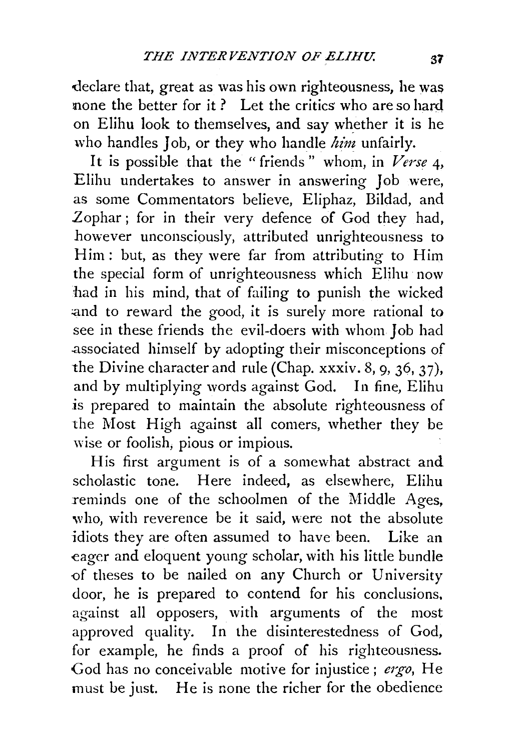declare that, great as was his own righteousness, he was none the better for it? Let the critics who are so hard on Elihu look to themselves, and say whether it is he who handles Job, or they who handle *him* unfairly.

It is possible that the "friends" whom, in *Verse* 4, Elihu undertakes to answer in answering Job were, as some Commentators believe, Eliphaz, Bildad, and Zophar; for in their very defence of God they had, however unconsciously, attributed unrighteousness to Him: but, as they were far from attributing to Him the special form of unrighteousness which Elihu now had in his mind, that of failing to punish the wicked and to reward the good, it is surely more rational to see in these friends the evil-doers with whom Job had associated himself by adopting their misconceptions of the Divine character and rule (Chap. xxxiv. 8, 9, 36, 37), and by multiplying words against God. In fine, Elihu is prepared to maintain the absolute righteousness of the Most High against all comers, whether they be wise or foolish, pious or impious.

His first argument is of a somewhat abstract and scholastic tone. Here indeed, as elsewhere, Elihu reminds one of the schoolmen of the Middle Ages, who, with reverence be it said, were not the absolute idiots they are often assumed to have been. Like an eager and eloquent young scholar, with his little bundle of theses to be nailed on any Church or University door, he is prepared to contend for his conclusions, against all opposers, with arguments of the most approved quality. In the disinterestedness of God, for example, he finds a proof of his righteousness. God has no conceivable motive for injustice; *ergo*, He must be just. He is none the richer for the obedience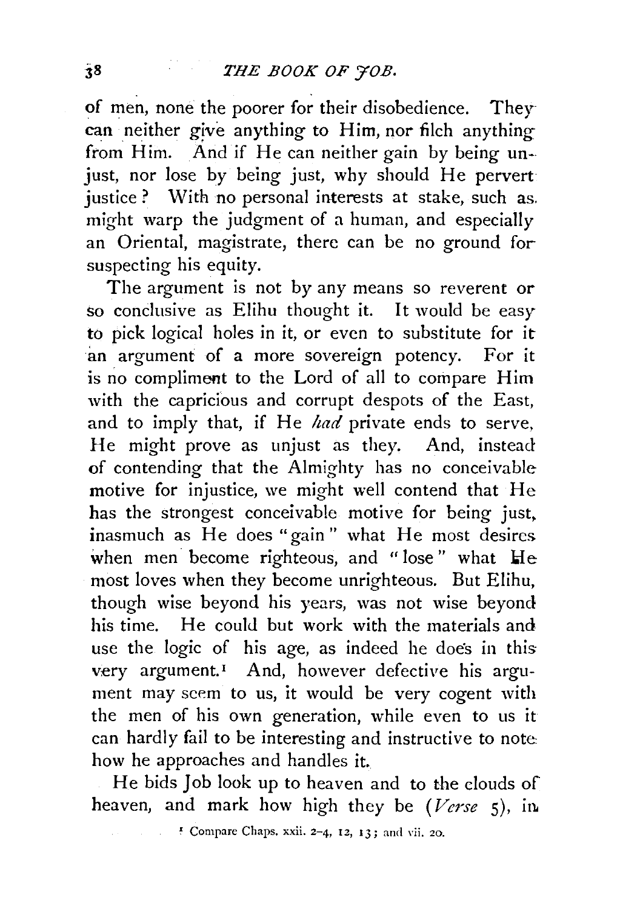of men, none the poorer for their disobedience. They can neither give anything to Him, nor filch anything from Him. And if He can neither gain by being unjust, nor lose by being just, why should He pervert justice? With no personal interests at stake, such as might warp the judgment of a human, and especially an Oriental, magistrate, there can be no ground for suspecting his equity.

The argument is not by any means so reverent or so conclusive as Elihu thought it. It would be easy to pick logical holes in it, or even to substitute for it an argument of a more sovereign potency. For it is no compliment to the Lord of all to compare Him with the capricious and corrupt despots of the East, and to imply that, if He *had* private ends to serve, He might prove as unjust as they. And, instead of contending that the Almighty has no conceivable motive for injustice, we might well contend that He has the strongest conceivable motive for being just, inasmuch as He does "gain" what He most desires when men become righteous, and "lose" what He most loves when they become unrighteous. But Elihu, though wise beyond his years, was not wise beyond his time. He could but work with the materials and use the logic of his age, as indeed he does in this very argument.[1] And, however defective his argument may seem to us, it would be very cogent with the men of his own generation, while even to us it can hardly fail to be interesting and instructive to note how he approaches and handles it.

He bids Job look up to heaven and to the clouds of heaven, and mark how high they be (*Verse* 5), in

[1] Compare Chaps. xxii. 2–4, 12, 13; and vii. 20.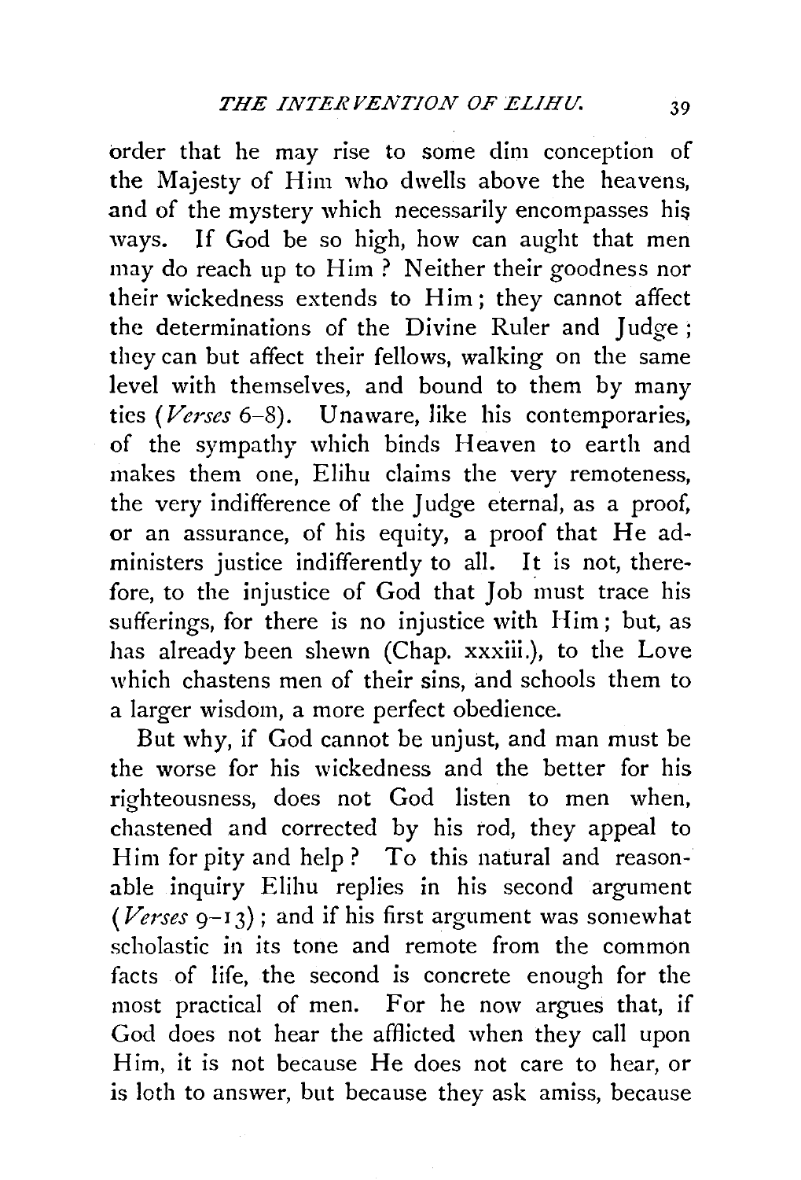order that he may rise to some dim conception of the Majesty of Him who dwells above the heavens, and of the mystery which necessarily encompasses his ways. If God be so high, how can aught that men may do reach up to Him? Neither their goodness nor their wickedness extends to Him; they cannot affect the determinations of the Divine Ruler and Judge; they can but affect their fellows, walking on the same level with themselves, and bound to them by many ties (*Verses* 6–8). Unaware, like his contemporaries, of the sympathy which binds Heaven to earth and makes them one, Elihu claims the very remoteness, the very indifference of the Judge eternal, as a proof, or an assurance, of his equity, a proof that He administers justice indifferently to all. It is not, therefore, to the injustice of God that Job must trace his sufferings, for there is no injustice with Him; but, as has already been shewn (Chap. xxxiii.), to the Love which chastens men of their sins, and schools them to a larger wisdom, a more perfect obedience.

But why, if God cannot be unjust, and man must be the worse for his wickedness and the better for his righteousness, does not God listen to men when, chastened and corrected by his rod, they appeal to Him for pity and help? To this natural and reasonable inquiry Elihu replies in his second argument (*Verses* 9–13); and if his first argument was somewhat scholastic in its tone and remote from the common facts of life, the second is concrete enough for the most practical of men. For he now argues that, if God does not hear the afflicted when they call upon Him, it is not because He does not care to hear, or is loth to answer, but because they ask amiss, because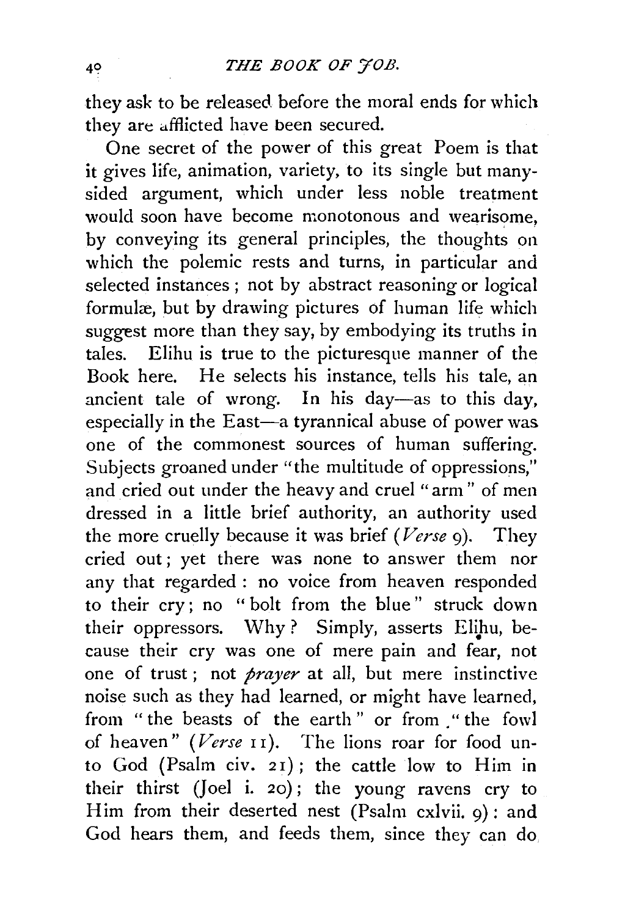they ask to be released before the moral ends for which they are afflicted have been secured.

One secret of the power of this great Poem is that it gives life, animation, variety, to its single but many-sided argument, which under less noble treatment would soon have become monotonous and wearisome, by conveying its general principles, the thoughts on which the polemic rests and turns, in particular and selected instances; not by abstract reasoning or logical formulæ, but by drawing pictures of human life which suggest more than they say, by embodying its truths in tales. Elihu is true to the picturesque manner of the Book here. He selects his instance, tells his tale, an ancient tale of wrong. In his day—as to this day, especially in the East—a tyrannical abuse of power was one of the commonest sources of human suffering. Subjects groaned under "the multitude of oppressions," and cried out under the heavy and cruel "arm" of men dressed in a little brief authority, an authority used the more cruelly because it was brief (*Verse* 9). They cried out; yet there was none to answer them nor any that regarded: no voice from heaven responded to their cry; no "bolt from the blue" struck down their oppressors. Why? Simply, asserts Elihu, because their cry was one of mere pain and fear, not one of trust; not *prayer* at all, but mere instinctive noise such as they had learned, or might have learned, from "the beasts of the earth" or from "the fowl of heaven" (*Verse* 11). The lions roar for food unto God (Psalm civ. 21); the cattle low to Him in their thirst (Joel i. 20); the young ravens cry to Him from their deserted nest (Psalm cxlvii. 9): and God hears them, and feeds them, since they can do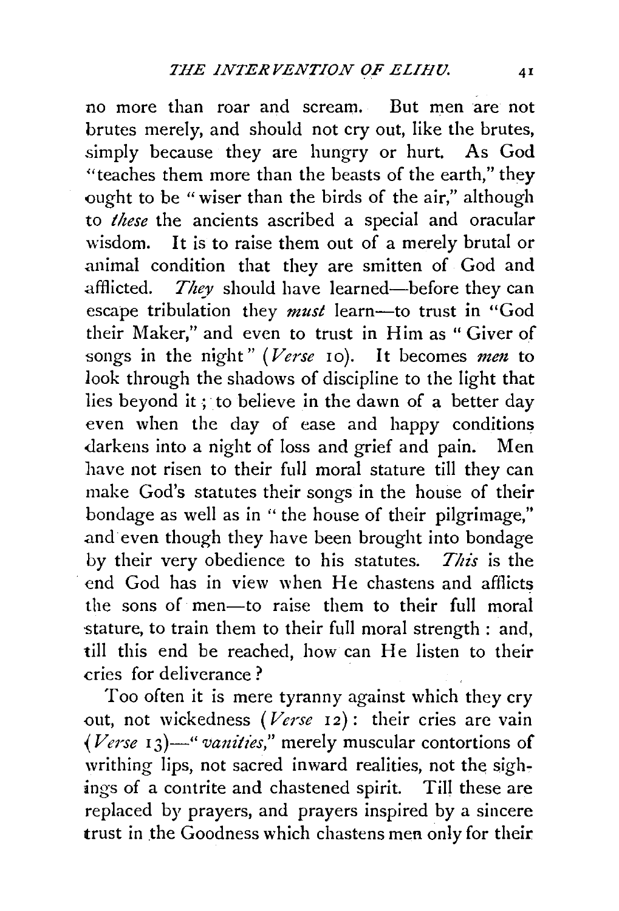no more than roar and scream. But men are not brutes merely, and should not cry out, like the brutes, simply because they are hungry or hurt. As God "teaches them more than the beasts of the earth," they ought to be "wiser than the birds of the air," although to *these* the ancients ascribed a special and oracular wisdom. It is to raise them out of a merely brutal or animal condition that they are smitten of God and afflicted. *They* should have learned—before they can escape tribulation they *must* learn—to trust in "God their Maker," and even to trust in Him as "Giver of songs in the night" (*Verse* 10). It becomes *men* to look through the shadows of discipline to the light that lies beyond it; to believe in the dawn of a better day even when the day of ease and happy conditions darkens into a night of loss and grief and pain. Men have not risen to their full moral stature till they can make God's statutes their songs in the house of their bondage as well as in "the house of their pilgrimage," and even though they have been brought into bondage by their very obedience to his statutes. *This* is the end God has in view when He chastens and afflicts the sons of men—to raise them to their full moral stature, to train them to their full moral strength: and, till this end be reached, how can He listen to their cries for deliverance?

Too often it is mere tyranny against which they cry out, not wickedness (*Verse* 12): their cries are vain (*Verse* 13)—"*vanities*," merely muscular contortions of writhing lips, not sacred inward realities, not the sighings of a contrite and chastened spirit. Till these are replaced by prayers, and prayers inspired by a sincere trust in the Goodness which chastens men only for their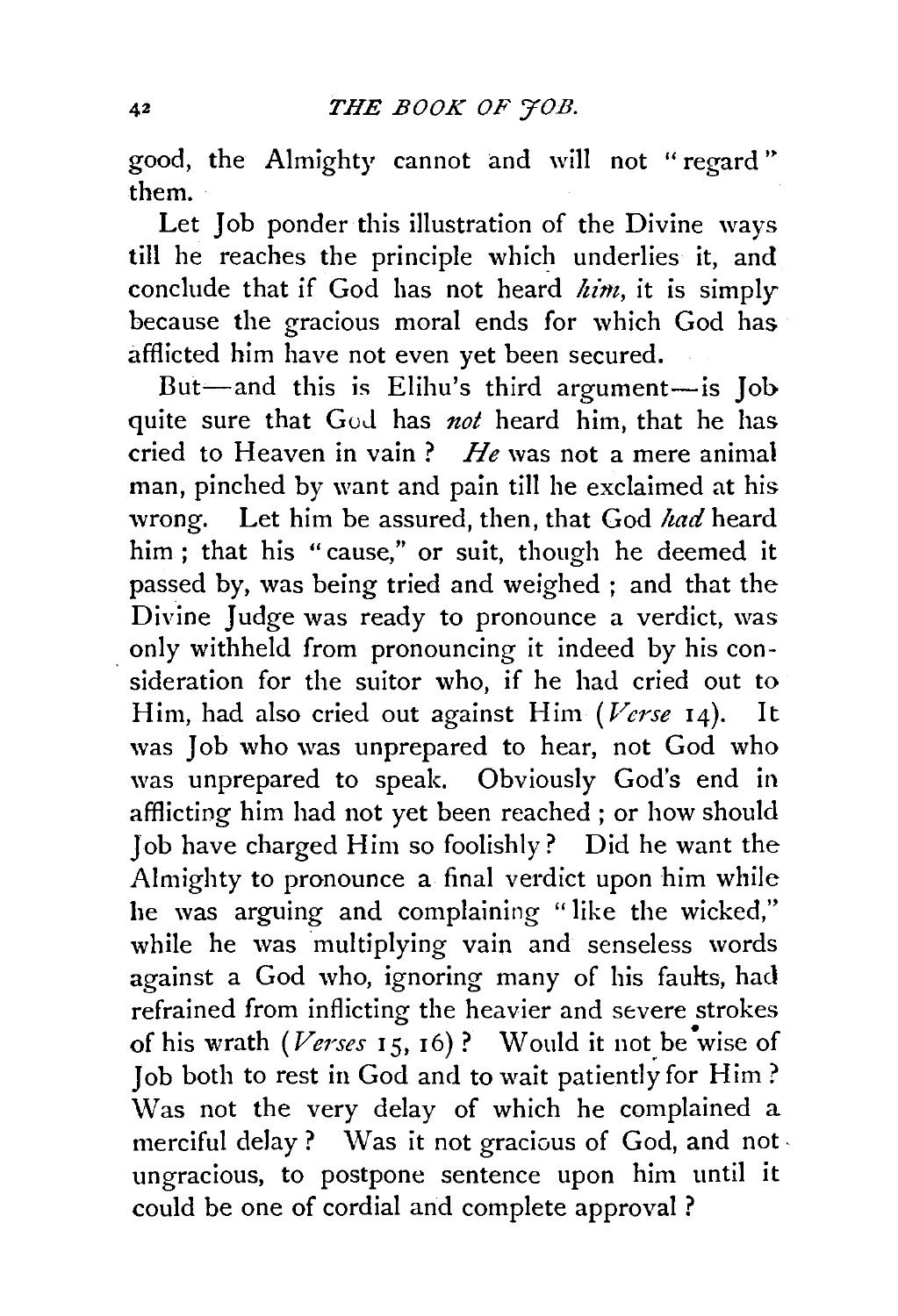good, the Almighty cannot and will not "regard" them.

Let Job ponder this illustration of the Divine ways till he reaches the principle which underlies it, and conclude that if God has not heard *him*, it is simply because the gracious moral ends for which God has afflicted him have not even yet been secured.

But—and this is Elihu's third argument—is Job quite sure that God has *not* heard him, that he has cried to Heaven in vain? *He* was not a mere animal man, pinched by want and pain till he exclaimed at his wrong. Let him be assured, then, that God *had* heard him; that his "cause," or suit, though he deemed it passed by, was being tried and weighed; and that the Divine Judge was ready to pronounce a verdict, was only withheld from pronouncing it indeed by his consideration for the suitor who, if he had cried out to Him, had also cried out against Him (*Verse* 14). It was Job who was unprepared to hear, not God who was unprepared to speak. Obviously God's end in afflicting him had not yet been reached; or how should Job have charged Him so foolishly? Did he want the Almighty to pronounce a final verdict upon him while he was arguing and complaining "like the wicked," while he was multiplying vain and senseless words against a God who, ignoring many of his faults, had refrained from inflicting the heavier and severe strokes of his wrath (*Verses* 15, 16)? Would it not be wise of Job both to rest in God and to wait patiently for Him? Was not the very delay of which he complained a merciful delay? Was it not gracious of God, and not ungracious, to postpone sentence upon him until it could be one of cordial and complete approval?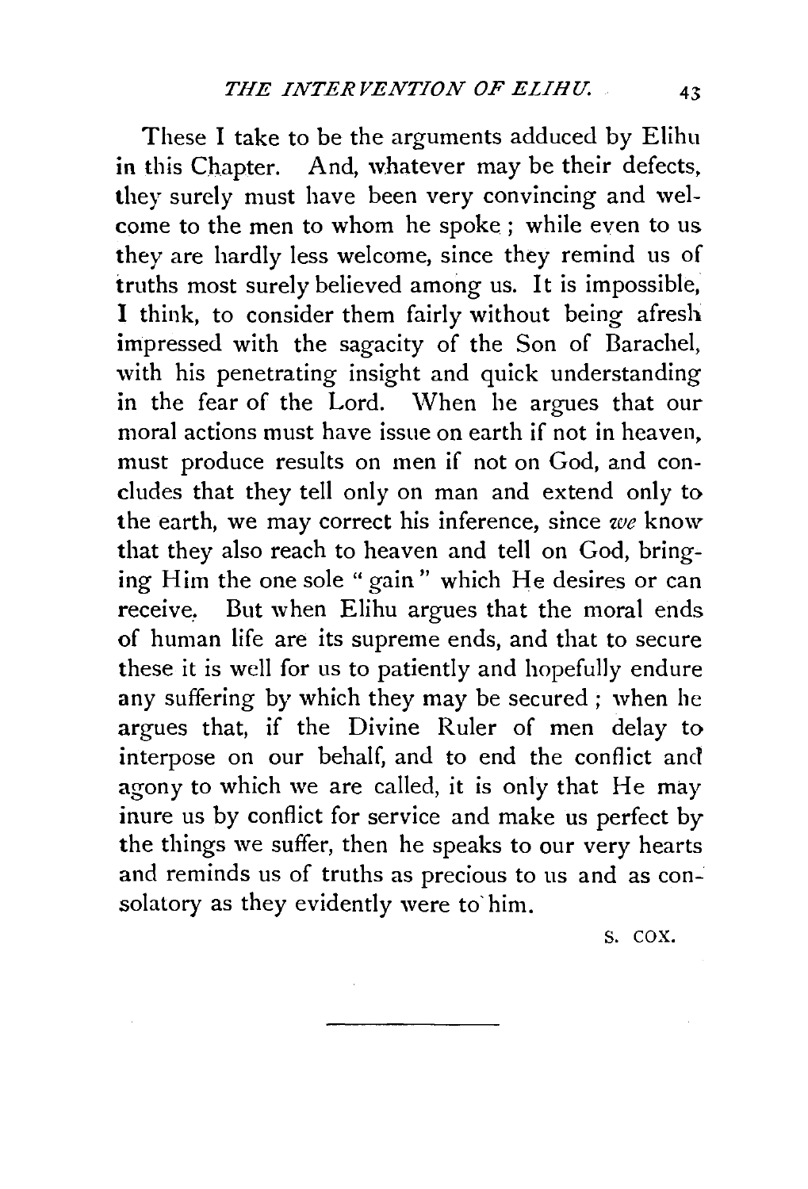These I take to be the arguments adduced by Elihu in this Chapter. And, whatever may be their defects, they surely must have been very convincing and welcome to the men to whom he spoke; while even to us they are hardly less welcome, since they remind us of truths most surely believed among us. It is impossible, I think, to consider them fairly without being afresh impressed with the sagacity of the Son of Barachel, with his penetrating insight and quick understanding in the fear of the Lord. When he argues that our moral actions must have issue on earth if not in heaven, must produce results on men if not on God, and concludes that they tell only on man and extend only to the earth, we may correct his inference, since *we* know that they also reach to heaven and tell on God, bringing Him the one sole "gain" which He desires or can receive. But when Elihu argues that the moral ends of human life are its supreme ends, and that to secure these it is well for us to patiently and hopefully endure any suffering by which they may be secured; when he argues that, if the Divine Ruler of men delay to interpose on our behalf, and to end the conflict and agony to which we are called, it is only that He may inure us by conflict for service and make us perfect by the things we suffer, then he speaks to our very hearts and reminds us of truths as precious to us and as consolatory as they evidently were to him.

S. COX.